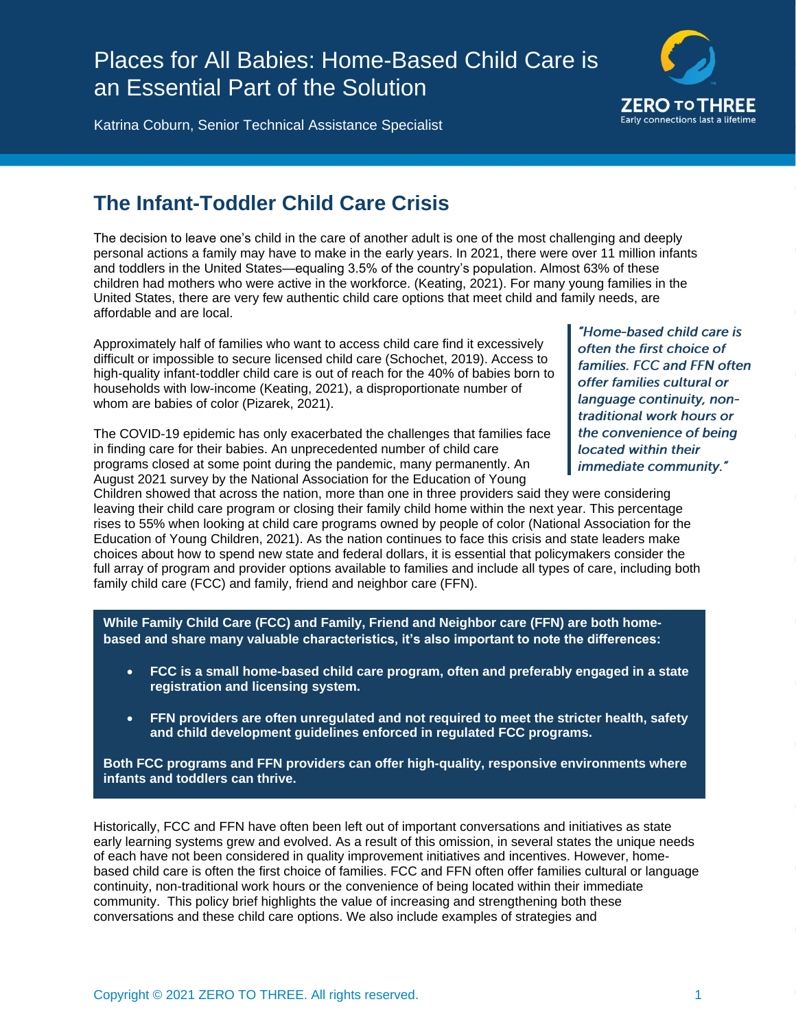# Places for All Babies: Home-Based Child Care is an Essential Part of the Solution

Katrina Coburn, Senior Technical Assistance Specialist

## The Infant-Toddler Child Care Crisis

The decision to leave one's child in the care of another adult is one of the most challenging and deeply personal actions a family may have to make in the early years. In 2021, there were over 11 million infants and toddlers in the United States—equaling 3.5% of the country's population. Almost 63% of these children had mothers who were active in the workforce. (Keating, 2021). For many young families in the United States, there are very few authentic child care options that meet child and family needs, are affordable and are local.

Approximately half of families who want to access child care find it excessively difficult or impossible to secure licensed child care (Schochet, 2019). Access to high-quality infant-toddler child care is out of reach for the 40% of babies born to households with low-income (Keating, 2021), a disproportionate number of whom are babies of color (Pizarek, 2021).

> *"Home-based child care is often the first choice of families. FCC and FFN often offer families cultural or language continuity, non-traditional work hours or the convenience of being located within their immediate community."*

The COVID-19 epidemic has only exacerbated the challenges that families face in finding care for their babies. An unprecedented number of child care programs closed at some point during the pandemic, many permanently. An August 2021 survey by the National Association for the Education of Young Children showed that across the nation, more than one in three providers said they were considering leaving their child care program or closing their family child home within the next year. This percentage rises to 55% when looking at child care programs owned by people of color (National Association for the Education of Young Children, 2021). As the nation continues to face this crisis and state leaders make choices about how to spend new state and federal dollars, it is essential that policymakers consider the full array of program and provider options available to families and include all types of care, including both family child care (FCC) and family, friend and neighbor care (FFN).

**While Family Child Care (FCC) and Family, Friend and Neighbor care (FFN) are both home-based and share many valuable characteristics, it's also important to note the differences:**

- **FCC is a small home-based child care program, often and preferably engaged in a state registration and licensing system.**
- **FFN providers are often unregulated and not required to meet the stricter health, safety and child development guidelines enforced in regulated FCC programs.**

**Both FCC programs and FFN providers can offer high-quality, responsive environments where infants and toddlers can thrive.**

Historically, FCC and FFN have often been left out of important conversations and initiatives as state early learning systems grew and evolved. As a result of this omission, in several states the unique needs of each have not been considered in quality improvement initiatives and incentives. However, home-based child care is often the first choice of families. FCC and FFN often offer families cultural or language continuity, non-traditional work hours or the convenience of being located within their immediate community. This policy brief highlights the value of increasing and strengthening both these conversations and these child care options. We also include examples of strategies and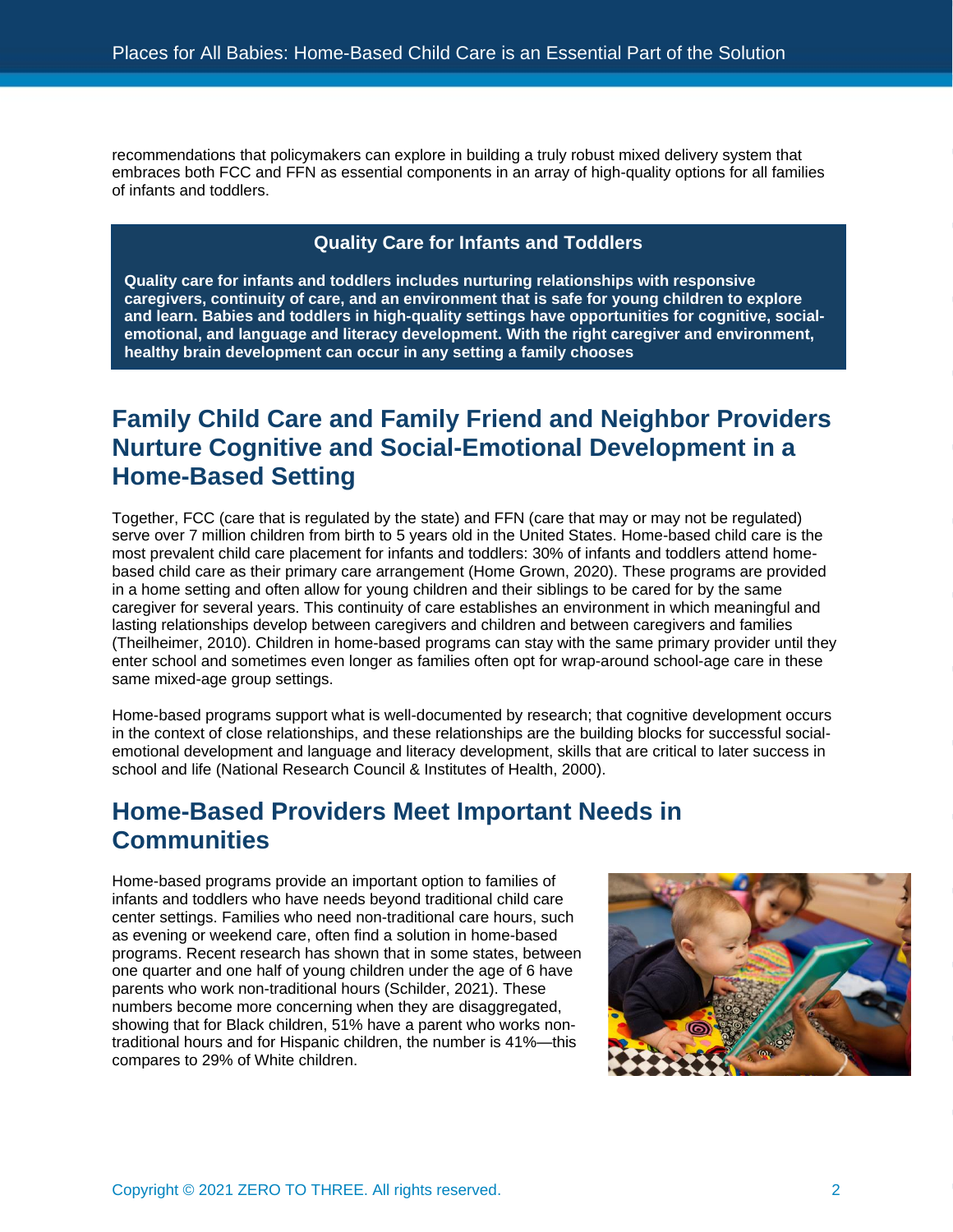recommendations that policymakers can explore in building a truly robust mixed delivery system that embraces both FCC and FFN as essential components in an array of high-quality options for all families of infants and toddlers.

> **Quality Care for Infants and Toddlers**
>
> **Quality care for infants and toddlers includes nurturing relationships with responsive caregivers, continuity of care, and an environment that is safe for young children to explore and learn. Babies and toddlers in high-quality settings have opportunities for cognitive, social-emotional, and language and literacy development. With the right caregiver and environment, healthy brain development can occur in any setting a family chooses**

## Family Child Care and Family Friend and Neighbor Providers Nurture Cognitive and Social-Emotional Development in a Home-Based Setting

Together, FCC (care that is regulated by the state) and FFN (care that may or may not be regulated) serve over 7 million children from birth to 5 years old in the United States. Home-based child care is the most prevalent child care placement for infants and toddlers: 30% of infants and toddlers attend home-based child care as their primary care arrangement (Home Grown, 2020). These programs are provided in a home setting and often allow for young children and their siblings to be cared for by the same caregiver for several years. This continuity of care establishes an environment in which meaningful and lasting relationships develop between caregivers and children and between caregivers and families (Theilheimer, 2010). Children in home-based programs can stay with the same primary provider until they enter school and sometimes even longer as families often opt for wrap-around school-age care in these same mixed-age group settings.

Home-based programs support what is well-documented by research; that cognitive development occurs in the context of close relationships, and these relationships are the building blocks for successful social-emotional development and language and literacy development, skills that are critical to later success in school and life (National Research Council & Institutes of Health, 2000).

## Home-Based Providers Meet Important Needs in Communities

Home-based programs provide an important option to families of infants and toddlers who have needs beyond traditional child care center settings. Families who need non-traditional care hours, such as evening or weekend care, often find a solution in home-based programs. Recent research has shown that in some states, between one quarter and one half of young children under the age of 6 have parents who work non-traditional hours (Schilder, 2021). These numbers become more concerning when they are disaggregated, showing that for Black children, 51% have a parent who works non-traditional hours and for Hispanic children, the number is 41%—this compares to 29% of White children.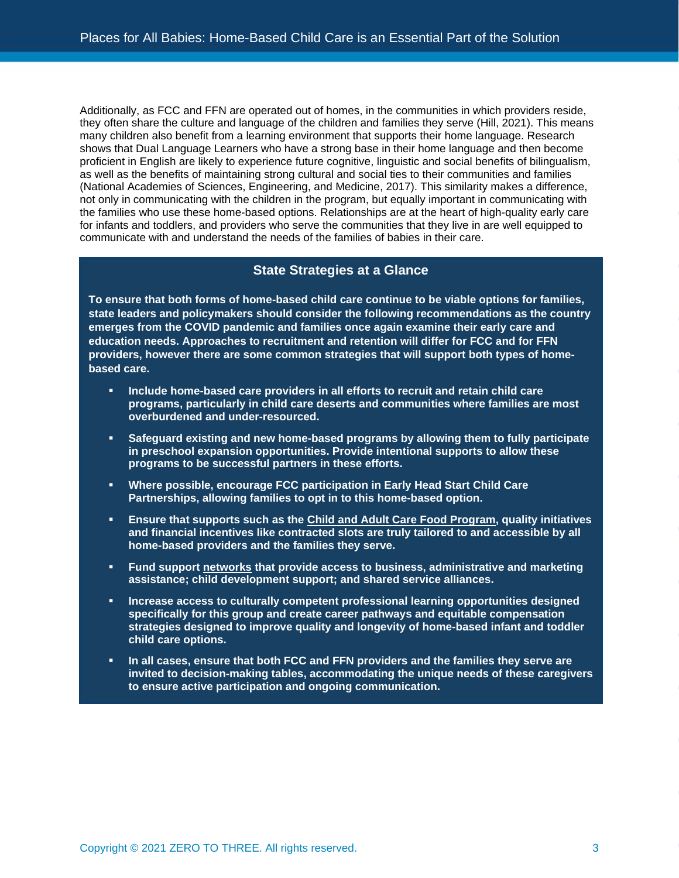Additionally, as FCC and FFN are operated out of homes, in the communities in which providers reside, they often share the culture and language of the children and families they serve (Hill, 2021). This means many children also benefit from a learning environment that supports their home language. Research shows that Dual Language Learners who have a strong base in their home language and then become proficient in English are likely to experience future cognitive, linguistic and social benefits of bilingualism, as well as the benefits of maintaining strong cultural and social ties to their communities and families (National Academies of Sciences, Engineering, and Medicine, 2017). This similarity makes a difference, not only in communicating with the children in the program, but equally important in communicating with the families who use these home-based options. Relationships are at the heart of high-quality early care for infants and toddlers, and providers who serve the communities that they live in are well equipped to communicate with and understand the needs of the families of babies in their care.

## State Strategies at a Glance

**To ensure that both forms of home-based child care continue to be viable options for families, state leaders and policymakers should consider the following recommendations as the country emerges from the COVID pandemic and families once again examine their early care and education needs. Approaches to recruitment and retention will differ for FCC and for FFN providers, however there are some common strategies that will support both types of home-based care.**

- **Include home-based care providers in all efforts to recruit and retain child care programs, particularly in child care deserts and communities where families are most overburdened and under-resourced.**
- **Safeguard existing and new home-based programs by allowing them to fully participate in preschool expansion opportunities. Provide intentional supports to allow these programs to be successful partners in these efforts.**
- **Where possible, encourage FCC participation in Early Head Start Child Care Partnerships, allowing families to opt in to this home-based option.**
- **Ensure that supports such as the Child and Adult Care Food Program, quality initiatives and financial incentives like contracted slots are truly tailored to and accessible by all home-based providers and the families they serve.**
- **Fund support networks that provide access to business, administrative and marketing assistance; child development support; and shared service alliances.**
- **Increase access to culturally competent professional learning opportunities designed specifically for this group and create career pathways and equitable compensation strategies designed to improve quality and longevity of home-based infant and toddler child care options.**
- **In all cases, ensure that both FCC and FFN providers and the families they serve are invited to decision-making tables, accommodating the unique needs of these caregivers to ensure active participation and ongoing communication.**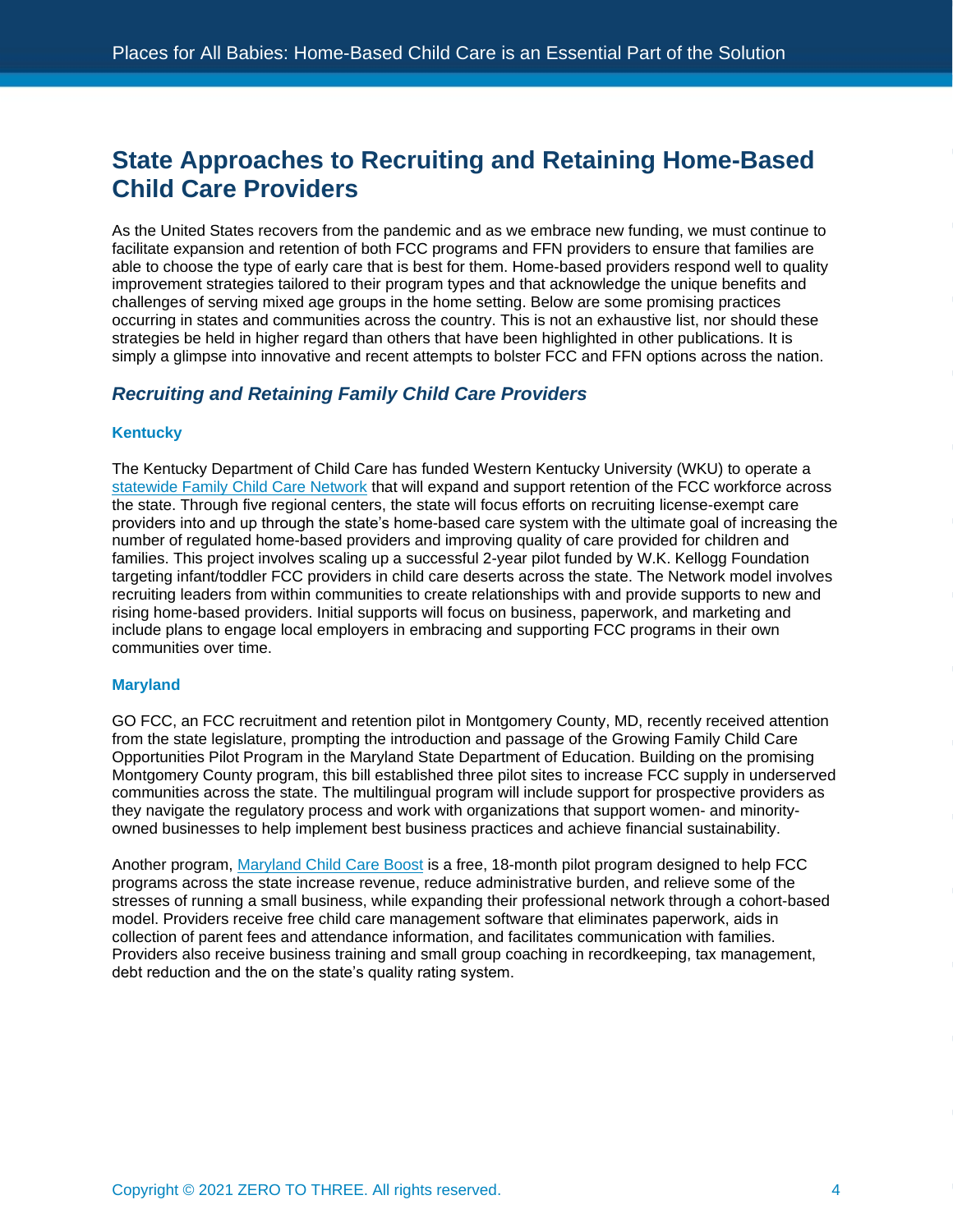## State Approaches to Recruiting and Retaining Home-Based Child Care Providers

As the United States recovers from the pandemic and as we embrace new funding, we must continue to facilitate expansion and retention of both FCC programs and FFN providers to ensure that families are able to choose the type of early care that is best for them. Home-based providers respond well to quality improvement strategies tailored to their program types and that acknowledge the unique benefits and challenges of serving mixed age groups in the home setting. Below are some promising practices occurring in states and communities across the country. This is not an exhaustive list, nor should these strategies be held in higher regard than others that have been highlighted in other publications. It is simply a glimpse into innovative and recent attempts to bolster FCC and FFN options across the nation.

### *Recruiting and Retaining Family Child Care Providers*

#### Kentucky

The Kentucky Department of Child Care has funded Western Kentucky University (WKU) to operate a statewide Family Child Care Network that will expand and support retention of the FCC workforce across the state. Through five regional centers, the state will focus efforts on recruiting license-exempt care providers into and up through the state's home-based care system with the ultimate goal of increasing the number of regulated home-based providers and improving quality of care provided for children and families. This project involves scaling up a successful 2-year pilot funded by W.K. Kellogg Foundation targeting infant/toddler FCC providers in child care deserts across the state. The Network model involves recruiting leaders from within communities to create relationships with and provide supports to new and rising home-based providers. Initial supports will focus on business, paperwork, and marketing and include plans to engage local employers in embracing and supporting FCC programs in their own communities over time.

#### Maryland

GO FCC, an FCC recruitment and retention pilot in Montgomery County, MD, recently received attention from the state legislature, prompting the introduction and passage of the Growing Family Child Care Opportunities Pilot Program in the Maryland State Department of Education. Building on the promising Montgomery County program, this bill established three pilot sites to increase FCC supply in underserved communities across the state. The multilingual program will include support for prospective providers as they navigate the regulatory process and work with organizations that support women- and minority-owned businesses to help implement best business practices and achieve financial sustainability.

Another program, Maryland Child Care Boost is a free, 18-month pilot program designed to help FCC programs across the state increase revenue, reduce administrative burden, and relieve some of the stresses of running a small business, while expanding their professional network through a cohort-based model. Providers receive free child care management software that eliminates paperwork, aids in collection of parent fees and attendance information, and facilitates communication with families. Providers also receive business training and small group coaching in recordkeeping, tax management, debt reduction and the on the state's quality rating system.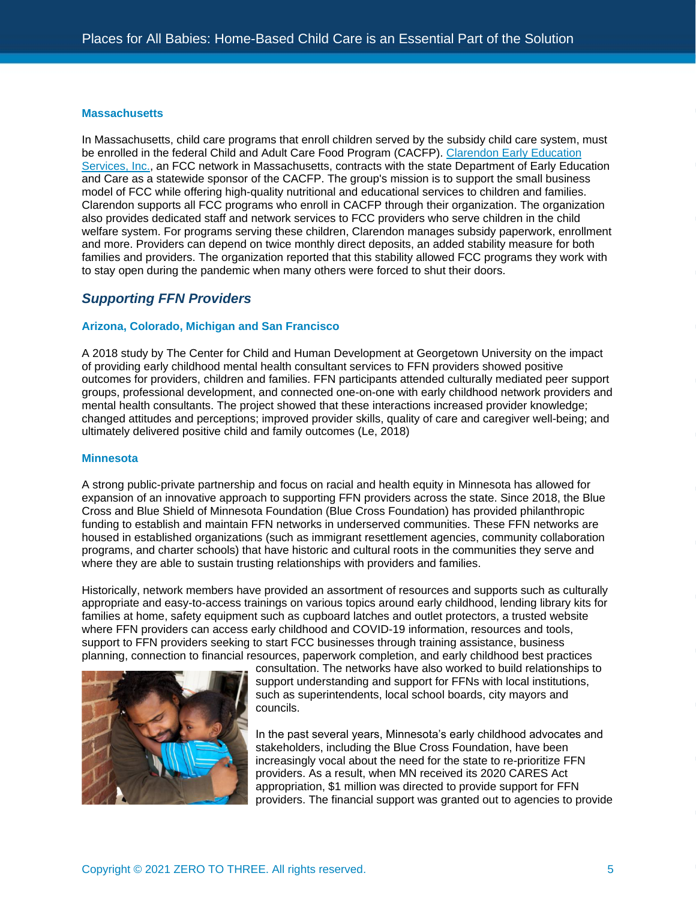### Massachusetts

In Massachusetts, child care programs that enroll children served by the subsidy child care system, must be enrolled in the federal Child and Adult Care Food Program (CACFP). Clarendon Early Education Services, Inc., an FCC network in Massachusetts, contracts with the state Department of Early Education and Care as a statewide sponsor of the CACFP. The group's mission is to support the small business model of FCC while offering high-quality nutritional and educational services to children and families. Clarendon supports all FCC programs who enroll in CACFP through their organization. The organization also provides dedicated staff and network services to FCC providers who serve children in the child welfare system. For programs serving these children, Clarendon manages subsidy paperwork, enrollment and more. Providers can depend on twice monthly direct deposits, an added stability measure for both families and providers. The organization reported that this stability allowed FCC programs they work with to stay open during the pandemic when many others were forced to shut their doors.

## *Supporting FFN Providers*

### Arizona, Colorado, Michigan and San Francisco

A 2018 study by The Center for Child and Human Development at Georgetown University on the impact of providing early childhood mental health consultant services to FFN providers showed positive outcomes for providers, children and families. FFN participants attended culturally mediated peer support groups, professional development, and connected one-on-one with early childhood network providers and mental health consultants. The project showed that these interactions increased provider knowledge; changed attitudes and perceptions; improved provider skills, quality of care and caregiver well-being; and ultimately delivered positive child and family outcomes (Le, 2018)

### Minnesota

A strong public-private partnership and focus on racial and health equity in Minnesota has allowed for expansion of an innovative approach to supporting FFN providers across the state. Since 2018, the Blue Cross and Blue Shield of Minnesota Foundation (Blue Cross Foundation) has provided philanthropic funding to establish and maintain FFN networks in underserved communities. These FFN networks are housed in established organizations (such as immigrant resettlement agencies, community collaboration programs, and charter schools) that have historic and cultural roots in the communities they serve and where they are able to sustain trusting relationships with providers and families.

Historically, network members have provided an assortment of resources and supports such as culturally appropriate and easy-to-access trainings on various topics around early childhood, lending library kits for families at home, safety equipment such as cupboard latches and outlet protectors, a trusted website where FFN providers can access early childhood and COVID-19 information, resources and tools, support to FFN providers seeking to start FCC businesses through training assistance, business planning, connection to financial resources, paperwork completion, and early childhood best practices consultation. The networks have also worked to build relationships to support understanding and support for FFNs with local institutions, such as superintendents, local school boards, city mayors and councils.

In the past several years, Minnesota's early childhood advocates and stakeholders, including the Blue Cross Foundation, have been increasingly vocal about the need for the state to re-prioritize FFN providers. As a result, when MN received its 2020 CARES Act appropriation, $1 million was directed to provide support for FFN providers. The financial support was granted out to agencies to provide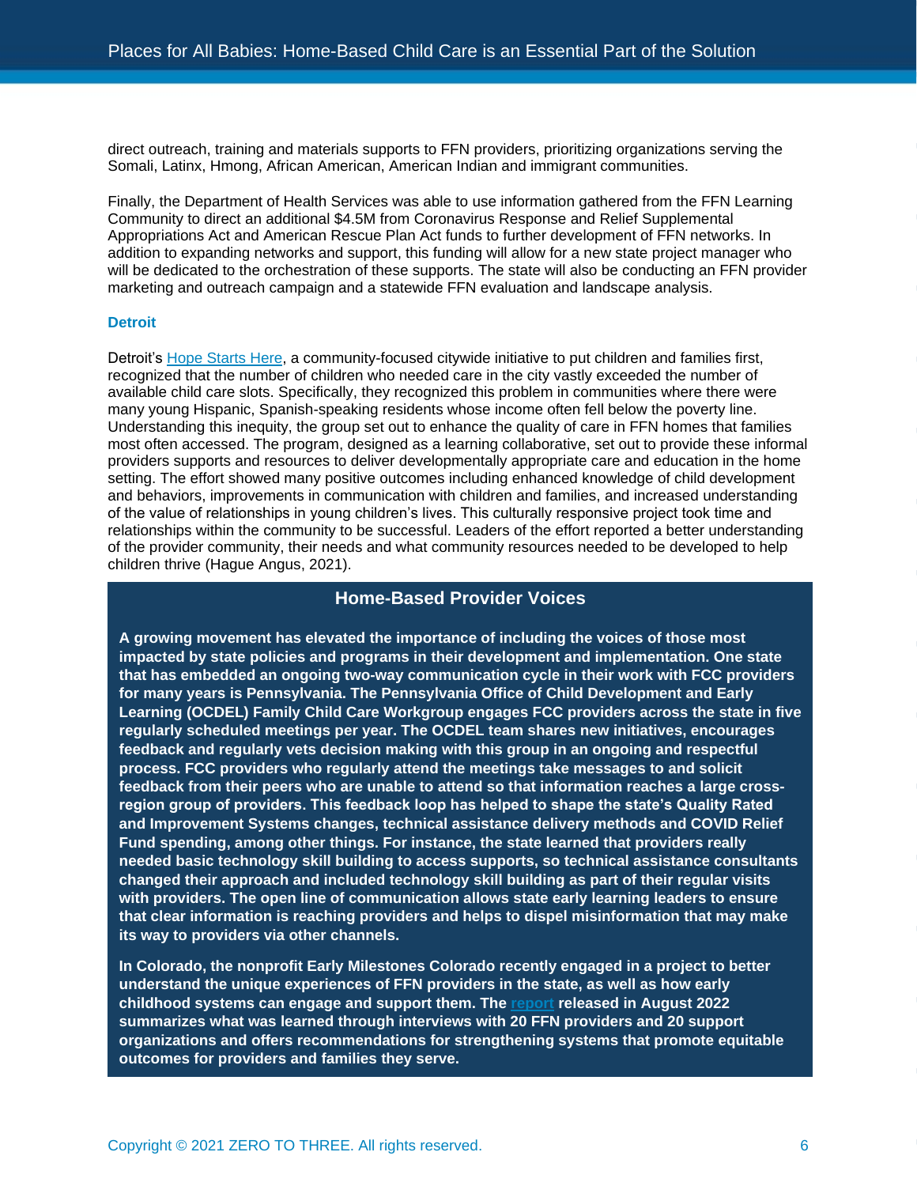direct outreach, training and materials supports to FFN providers, prioritizing organizations serving the Somali, Latinx, Hmong, African American, American Indian and immigrant communities.

Finally, the Department of Health Services was able to use information gathered from the FFN Learning Community to direct an additional $4.5M from Coronavirus Response and Relief Supplemental Appropriations Act and American Rescue Plan Act funds to further development of FFN networks. In addition to expanding networks and support, this funding will allow for a new state project manager who will be dedicated to the orchestration of these supports. The state will also be conducting an FFN provider marketing and outreach campaign and a statewide FFN evaluation and landscape analysis.

### Detroit

Detroit's [Hope Starts Here](), a community-focused citywide initiative to put children and families first, recognized that the number of children who needed care in the city vastly exceeded the number of available child care slots. Specifically, they recognized this problem in communities where there were many young Hispanic, Spanish-speaking residents whose income often fell below the poverty line. Understanding this inequity, the group set out to enhance the quality of care in FFN homes that families most often accessed. The program, designed as a learning collaborative, set out to provide these informal providers supports and resources to deliver developmentally appropriate care and education in the home setting. The effort showed many positive outcomes including enhanced knowledge of child development and behaviors, improvements in communication with children and families, and increased understanding of the value of relationships in young children's lives. This culturally responsive project took time and relationships within the community to be successful. Leaders of the effort reported a better understanding of the provider community, their needs and what community resources needed to be developed to help children thrive (Hague Angus, 2021).

### Home-Based Provider Voices

**A growing movement has elevated the importance of including the voices of those most impacted by state policies and programs in their development and implementation. One state that has embedded an ongoing two-way communication cycle in their work with FCC providers for many years is Pennsylvania. The Pennsylvania Office of Child Development and Early Learning (OCDEL) Family Child Care Workgroup engages FCC providers across the state in five regularly scheduled meetings per year. The OCDEL team shares new initiatives, encourages feedback and regularly vets decision making with this group in an ongoing and respectful process. FCC providers who regularly attend the meetings take messages to and solicit feedback from their peers who are unable to attend so that information reaches a large cross-region group of providers. This feedback loop has helped to shape the state's Quality Rated and Improvement Systems changes, technical assistance delivery methods and COVID Relief Fund spending, among other things. For instance, the state learned that providers really needed basic technology skill building to access supports, so technical assistance consultants changed their approach and included technology skill building as part of their regular visits with providers. The open line of communication allows state early learning leaders to ensure that clear information is reaching providers and helps to dispel misinformation that may make its way to providers via other channels.**

**In Colorado, the nonprofit Early Milestones Colorado recently engaged in a project to better understand the unique experiences of FFN providers in the state, as well as how early childhood systems can engage and support them. The [report]() released in August 2022 summarizes what was learned through interviews with 20 FFN providers and 20 support organizations and offers recommendations for strengthening systems that promote equitable outcomes for providers and families they serve.**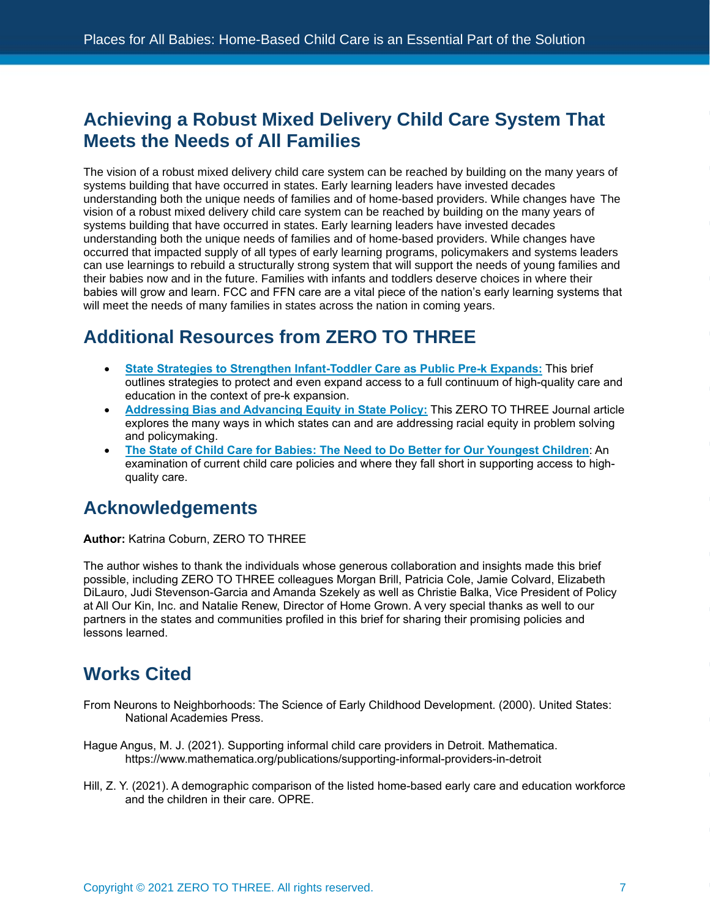## Achieving a Robust Mixed Delivery Child Care System That Meets the Needs of All Families

The vision of a robust mixed delivery child care system can be reached by building on the many years of systems building that have occurred in states. Early learning leaders have invested decades understanding both the unique needs of families and of home-based providers. While changes have The vision of a robust mixed delivery child care system can be reached by building on the many years of systems building that have occurred in states. Early learning leaders have invested decades understanding both the unique needs of families and of home-based providers. While changes have occurred that impacted supply of all types of early learning programs, policymakers and systems leaders can use learnings to rebuild a structurally strong system that will support the needs of young families and their babies now and in the future. Families with infants and toddlers deserve choices in where their babies will grow and learn. FCC and FFN care are a vital piece of the nation's early learning systems that will meet the needs of many families in states across the nation in coming years.

## Additional Resources from ZERO TO THREE

- **State Strategies to Strengthen Infant-Toddler Care as Public Pre-k Expands:** This brief outlines strategies to protect and even expand access to a full continuum of high-quality care and education in the context of pre-k expansion.
- **Addressing Bias and Advancing Equity in State Policy:** This ZERO TO THREE Journal article explores the many ways in which states can and are addressing racial equity in problem solving and policymaking.
- **The State of Child Care for Babies: The Need to Do Better for Our Youngest Children**: An examination of current child care policies and where they fall short in supporting access to high-quality care.

## Acknowledgements

**Author:** Katrina Coburn, ZERO TO THREE

The author wishes to thank the individuals whose generous collaboration and insights made this brief possible, including ZERO TO THREE colleagues Morgan Brill, Patricia Cole, Jamie Colvard, Elizabeth DiLauro, Judi Stevenson-Garcia and Amanda Szekely as well as Christie Balka, Vice President of Policy at All Our Kin, Inc. and Natalie Renew, Director of Home Grown. A very special thanks as well to our partners in the states and communities profiled in this brief for sharing their promising policies and lessons learned.

## Works Cited

From Neurons to Neighborhoods: The Science of Early Childhood Development. (2000). United States: National Academies Press.

Hague Angus, M. J. (2021). Supporting informal child care providers in Detroit. Mathematica. https://www.mathematica.org/publications/supporting-informal-providers-in-detroit

Hill, Z. Y. (2021). A demographic comparison of the listed home-based early care and education workforce and the children in their care. OPRE.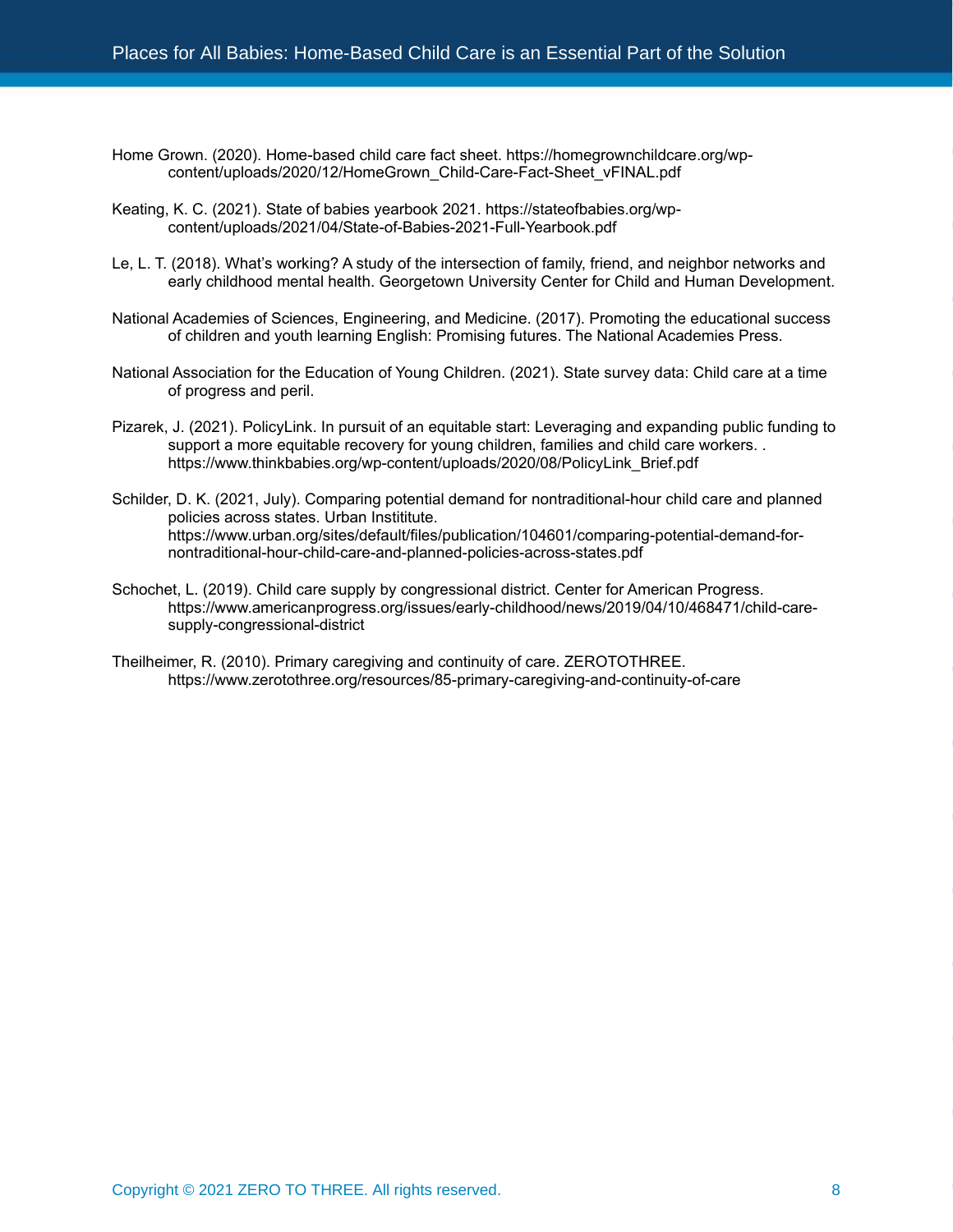Home Grown. (2020). Home-based child care fact sheet. https://homegrownchildcare.org/wp-content/uploads/2020/12/HomeGrown_Child-Care-Fact-Sheet_vFINAL.pdf

Keating, K. C. (2021). State of babies yearbook 2021. https://stateofbabies.org/wp-content/uploads/2021/04/State-of-Babies-2021-Full-Yearbook.pdf

Le, L. T. (2018). What's working? A study of the intersection of family, friend, and neighbor networks and early childhood mental health. Georgetown University Center for Child and Human Development.

National Academies of Sciences, Engineering, and Medicine. (2017). Promoting the educational success of children and youth learning English: Promising futures. The National Academies Press.

National Association for the Education of Young Children. (2021). State survey data: Child care at a time of progress and peril.

Pizarek, J. (2021). PolicyLink. In pursuit of an equitable start: Leveraging and expanding public funding to support a more equitable recovery for young children, families and child care workers. . https://www.thinkbabies.org/wp-content/uploads/2020/08/PolicyLink_Brief.pdf

Schilder, D. K. (2021, July). Comparing potential demand for nontraditional-hour child care and planned policies across states. Urban Instititute. https://www.urban.org/sites/default/files/publication/104601/comparing-potential-demand-for-nontraditional-hour-child-care-and-planned-policies-across-states.pdf

Schochet, L. (2019). Child care supply by congressional district. Center for American Progress. https://www.americanprogress.org/issues/early-childhood/news/2019/04/10/468471/child-care-supply-congressional-district

Theilheimer, R. (2010). Primary caregiving and continuity of care. ZEROTOTHREE. https://www.zerotothree.org/resources/85-primary-caregiving-and-continuity-of-care